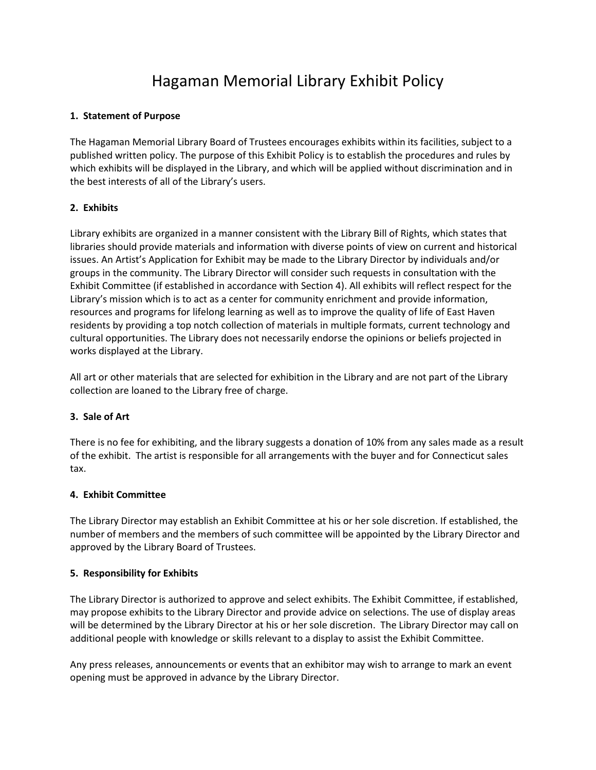# Hagaman Memorial Library Exhibit Policy

### 1. Statement of Purpose

The Hagaman Memorial Library Board of Trustees encourages exhibits within its facilities, subject to a published written policy. The purpose of this Exhibit Policy is to establish the procedures and rules by which exhibits will be displayed in the Library, and which will be applied without discrimination and in the best interests of all of the Library's users.

### 2. Exhibits

Library exhibits are organized in a manner consistent with the Library Bill of Rights, which states that libraries should provide materials and information with diverse points of view on current and historical issues. An Artist's Application for Exhibit may be made to the Library Director by individuals and/or groups in the community. The Library Director will consider such requests in consultation with the Exhibit Committee (if established in accordance with Section 4). All exhibits will reflect respect for the Library's mission which is to act as a center for community enrichment and provide information, resources and programs for lifelong learning as well as to improve the quality of life of East Haven residents by providing a top notch collection of materials in multiple formats, current technology and cultural opportunities. The Library does not necessarily endorse the opinions or beliefs projected in works displayed at the Library.

All art or other materials that are selected for exhibition in the Library and are not part of the Library collection are loaned to the Library free of charge.

### 3. Sale of Art

There is no fee for exhibiting, and the library suggests a donation of 10% from any sales made as a result of the exhibit. The artist is responsible for all arrangements with the buyer and for Connecticut sales tax.

### 4. Exhibit Committee

The Library Director may establish an Exhibit Committee at his or her sole discretion. If established, the number of members and the members of such committee will be appointed by the Library Director and approved by the Library Board of Trustees.

### 5. Responsibility for Exhibits

The Library Director is authorized to approve and select exhibits. The Exhibit Committee, if established, may propose exhibits to the Library Director and provide advice on selections. The use of display areas will be determined by the Library Director at his or her sole discretion. The Library Director may call on additional people with knowledge or skills relevant to a display to assist the Exhibit Committee.

Any press releases, announcements or events that an exhibitor may wish to arrange to mark an event opening must be approved in advance by the Library Director.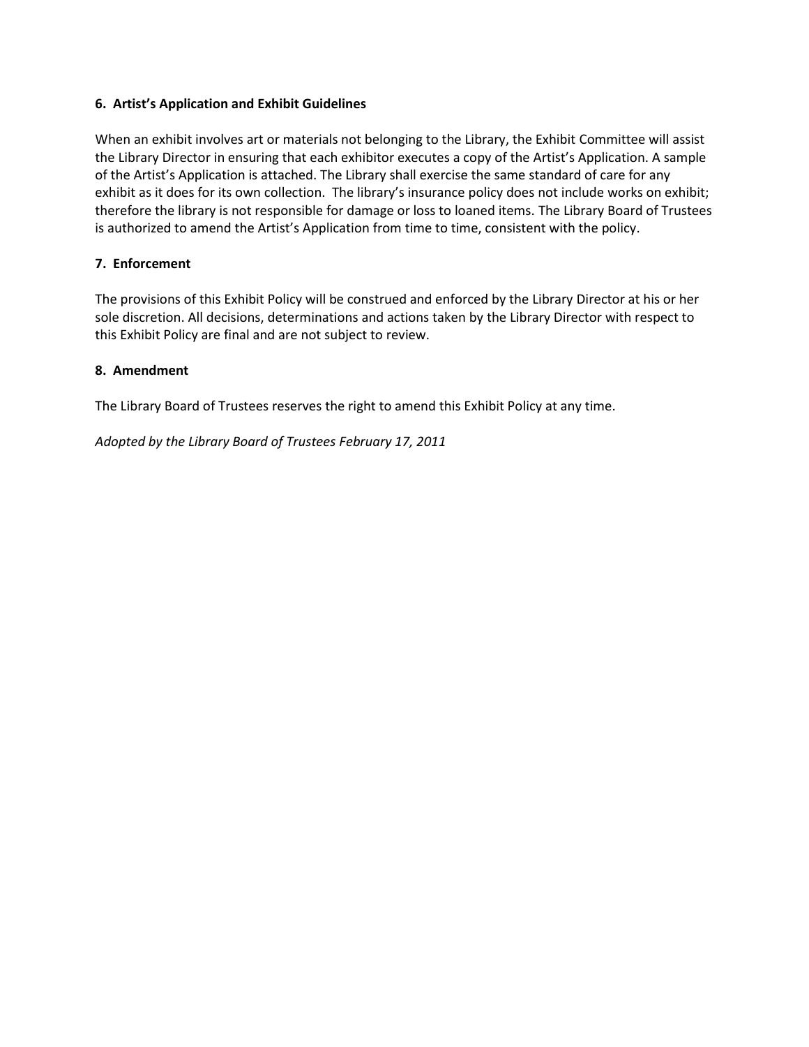**6. Artist's Application and Exhibit Guidelines**

When an exhibit involves art or materials not belonging to the Library, the Exhibit Committee will assist the Library Director in ensuring that each exhibitor executes a copy of the Artist's Application. A sample of the Artist's Application is attached. The Library shall exercise the same standard of care for any exhibit as it does for its own collection. The library's insurance policy does not include works on exhibit; therefore the library is not responsible for damage or loss to loaned items. The Library Board of Trustees is authorized to amend the Artist's Application from time to time, consistent with the policy.

**7. Enforcement**

The provisions of this Exhibit Policy will be construed and enforced by the Library Director at his or her sole discretion. All decisions, determinations and actions taken by the Library Director with respect to this Exhibit Policy are final and are not subject to review.

**8. Amendment**

The Library Board of Trustees reserves the right to amend this Exhibit Policy at any time.

*Adopted by the Library Board of Trustees February 17, 2011*